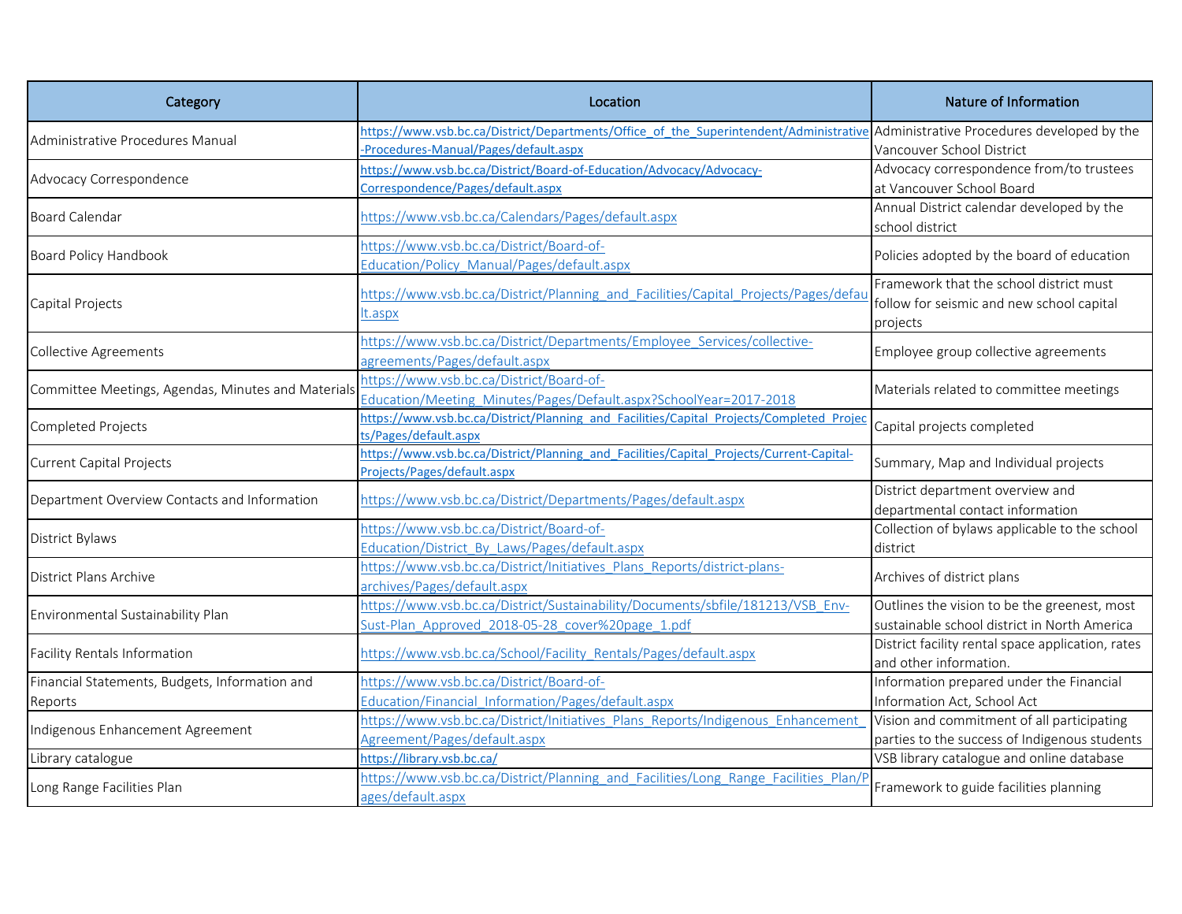| Category | Location | Nature of Information |
|---|---|---|
| Administrative Procedures Manual | https://www.vsb.bc.ca/District/Departments/Office_of_the_Superintendent/Administrative-Procedures-Manual/Pages/default.aspx | Administrative Procedures developed by the Vancouver School District |
| Advocacy Correspondence | https://www.vsb.bc.ca/District/Board-of-Education/Advocacy/Advocacy-Correspondence/Pages/default.aspx | Advocacy correspondence from/to trustees at Vancouver School Board |
| Board Calendar | https://www.vsb.bc.ca/Calendars/Pages/default.aspx | Annual District calendar developed by the school district |
| Board Policy Handbook | https://www.vsb.bc.ca/District/Board-of-Education/Policy_Manual/Pages/default.aspx | Policies adopted by the board of education |
| Capital Projects | https://www.vsb.bc.ca/District/Planning_and_Facilities/Capital_Projects/Pages/default.aspx | Framework that the school district must follow for seismic and new school capital projects |
| Collective Agreements | https://www.vsb.bc.ca/District/Departments/Employee_Services/collective-agreements/Pages/default.aspx | Employee group collective agreements |
| Committee Meetings, Agendas, Minutes and Materials | https://www.vsb.bc.ca/District/Board-of-Education/Meeting_Minutes/Pages/Default.aspx?SchoolYear=2017-2018 | Materials related to committee meetings |
| Completed Projects | https://www.vsb.bc.ca/District/Planning_and_Facilities/Capital_Projects/Completed_Projects/Pages/default.aspx | Capital projects completed |
| Current Capital Projects | https://www.vsb.bc.ca/District/Planning_and_Facilities/Capital_Projects/Current-Capital-Projects/Pages/default.aspx | Summary, Map and Individual projects |
| Department Overview Contacts and Information | https://www.vsb.bc.ca/District/Departments/Pages/default.aspx | District department overview and departmental contact information |
| District Bylaws | https://www.vsb.bc.ca/District/Board-of-Education/District_By_Laws/Pages/default.aspx | Collection of bylaws applicable to the school district |
| District Plans Archive | https://www.vsb.bc.ca/District/Initiatives_Plans_Reports/district-plans-archives/Pages/default.aspx | Archives of district plans |
| Environmental Sustainability Plan | https://www.vsb.bc.ca/District/Sustainability/Documents/sbfile/181213/VSB_Env-Sust-Plan_Approved_2018-05-28_cover%20page_1.pdf | Outlines the vision to be the greenest, most sustainable school district in North America |
| Facility Rentals Information | https://www.vsb.bc.ca/School/Facility_Rentals/Pages/default.aspx | District facility rental space application, rates and other information. |
| Financial Statements, Budgets, Information and Reports | https://www.vsb.bc.ca/District/Board-of-Education/Financial_Information/Pages/default.aspx | Information prepared under the Financial Information Act, School Act |
| Indigenous Enhancement Agreement | https://www.vsb.bc.ca/District/Initiatives_Plans_Reports/Indigenous_Enhancement_Agreement/Pages/default.aspx | Vision and commitment of all participating parties to the success of Indigenous students |
| Library catalogue | https://library.vsb.bc.ca/ | VSB library catalogue and online database |
| Long Range Facilities Plan | https://www.vsb.bc.ca/District/Planning_and_Facilities/Long_Range_Facilities_Plan/Pages/default.aspx | Framework to guide facilities planning |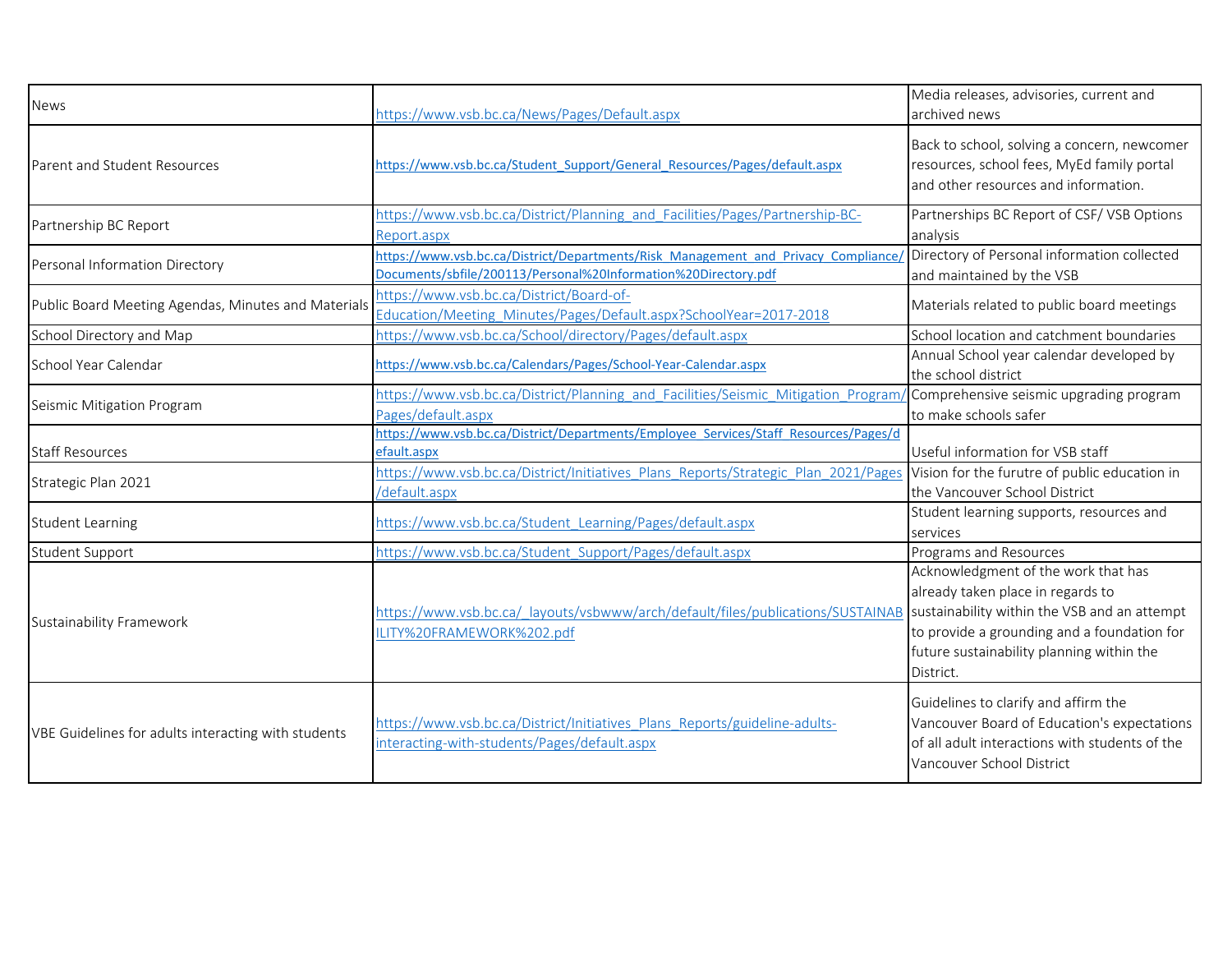| | | |
|---|---|---|
| News | https://www.vsb.bc.ca/News/Pages/Default.aspx | Media releases, advisories, current and archived news |
| Parent and Student Resources | https://www.vsb.bc.ca/Student_Support/General_Resources/Pages/default.aspx | Back to school, solving a concern, newcomer resources, school fees, MyEd family portal and other resources and information. |
| Partnership BC Report | https://www.vsb.bc.ca/District/Planning_and_Facilities/Pages/Partnership-BC-Report.aspx | Partnerships BC Report of CSF/ VSB Options analysis |
| Personal Information Directory | https://www.vsb.bc.ca/District/Departments/Risk_Management_and_Privacy_Compliance/Documents/sbfile/200113/Personal%20Information%20Directory.pdf | Directory of Personal information collected and maintained by the VSB |
| Public Board Meeting Agendas, Minutes and Materials | https://www.vsb.bc.ca/District/Board-of-Education/Meeting_Minutes/Pages/Default.aspx?SchoolYear=2017-2018 | Materials related to public board meetings |
| School Directory and Map | https://www.vsb.bc.ca/School/directory/Pages/default.aspx | School location and catchment boundaries |
| School Year Calendar | https://www.vsb.bc.ca/Calendars/Pages/School-Year-Calendar.aspx | Annual School year calendar developed by the school district |
| Seismic Mitigation Program | https://www.vsb.bc.ca/District/Planning_and_Facilities/Seismic_Mitigation_Program/Pages/default.aspx | Comprehensive seismic upgrading program to make schools safer |
| Staff Resources | https://www.vsb.bc.ca/District/Departments/Employee_Services/Staff_Resources/Pages/default.aspx | Useful information for VSB staff |
| Strategic Plan 2021 | https://www.vsb.bc.ca/District/Initiatives_Plans_Reports/Strategic_Plan_2021/Pages/default.aspx | Vision for the furutre of public education in the Vancouver School District |
| Student Learning | https://www.vsb.bc.ca/Student_Learning/Pages/default.aspx | Student learning supports, resources and services |
| Student Support | https://www.vsb.bc.ca/Student_Support/Pages/default.aspx | Programs and Resources |
| Sustainability Framework | https://www.vsb.bc.ca/_layouts/vsbwww/arch/default/files/publications/SUSTAINABILITY%20FRAMEWORK%202.pdf | Acknowledgment of the work that has already taken place in regards to sustainability within the VSB and an attempt to provide a grounding and a foundation for future sustainability planning within the District. |
| VBE Guidelines for adults interacting with students | https://www.vsb.bc.ca/District/Initiatives_Plans_Reports/guideline-adults-interacting-with-students/Pages/default.aspx | Guidelines to clarify and affirm the Vancouver Board of Education's expectations of all adult interactions with students of the Vancouver School District |